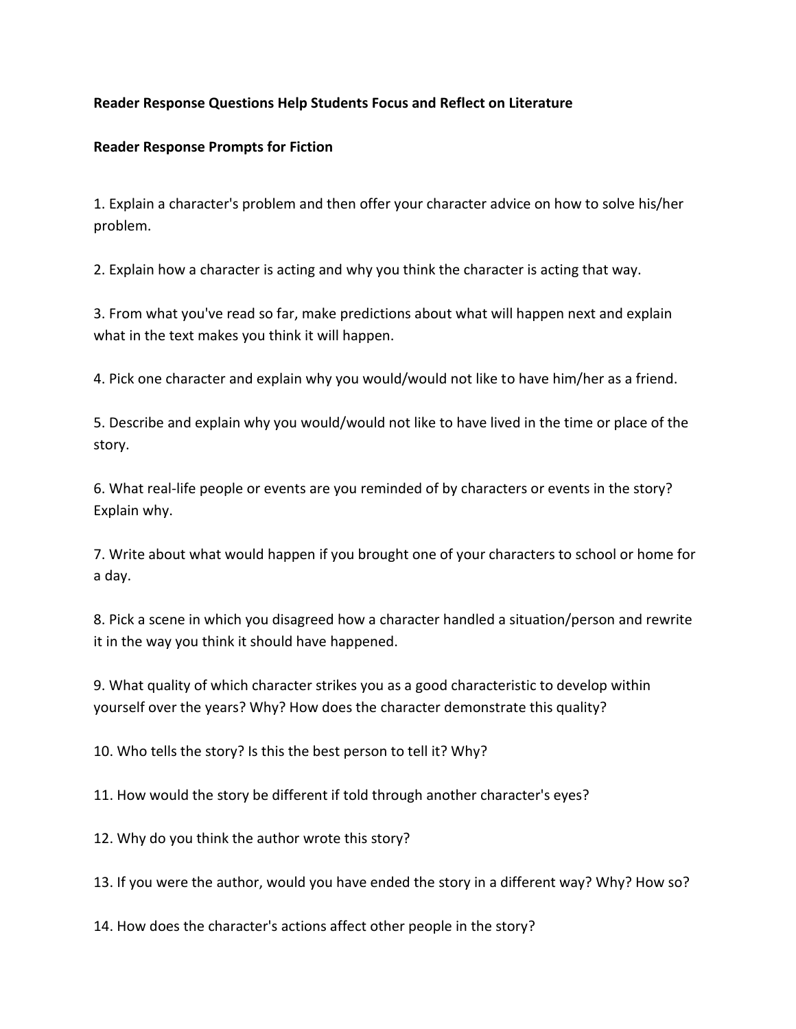**Reader Response Questions Help Students Focus and Reflect on Literature**

**Reader Response Prompts for Fiction**

1. Explain a character's problem and then offer your character advice on how to solve his/her problem.

2. Explain how a character is acting and why you think the character is acting that way.

3. From what you've read so far, make predictions about what will happen next and explain what in the text makes you think it will happen.

4. Pick one character and explain why you would/would not like to have him/her as a friend.

5. Describe and explain why you would/would not like to have lived in the time or place of the story.

6. What real-life people or events are you reminded of by characters or events in the story? Explain why.

7. Write about what would happen if you brought one of your characters to school or home for a day.

8. Pick a scene in which you disagreed how a character handled a situation/person and rewrite it in the way you think it should have happened.

9. What quality of which character strikes you as a good characteristic to develop within yourself over the years? Why? How does the character demonstrate this quality?

10. Who tells the story? Is this the best person to tell it? Why?

11. How would the story be different if told through another character's eyes?

12. Why do you think the author wrote this story?

13. If you were the author, would you have ended the story in a different way? Why? How so?

14. How does the character's actions affect other people in the story?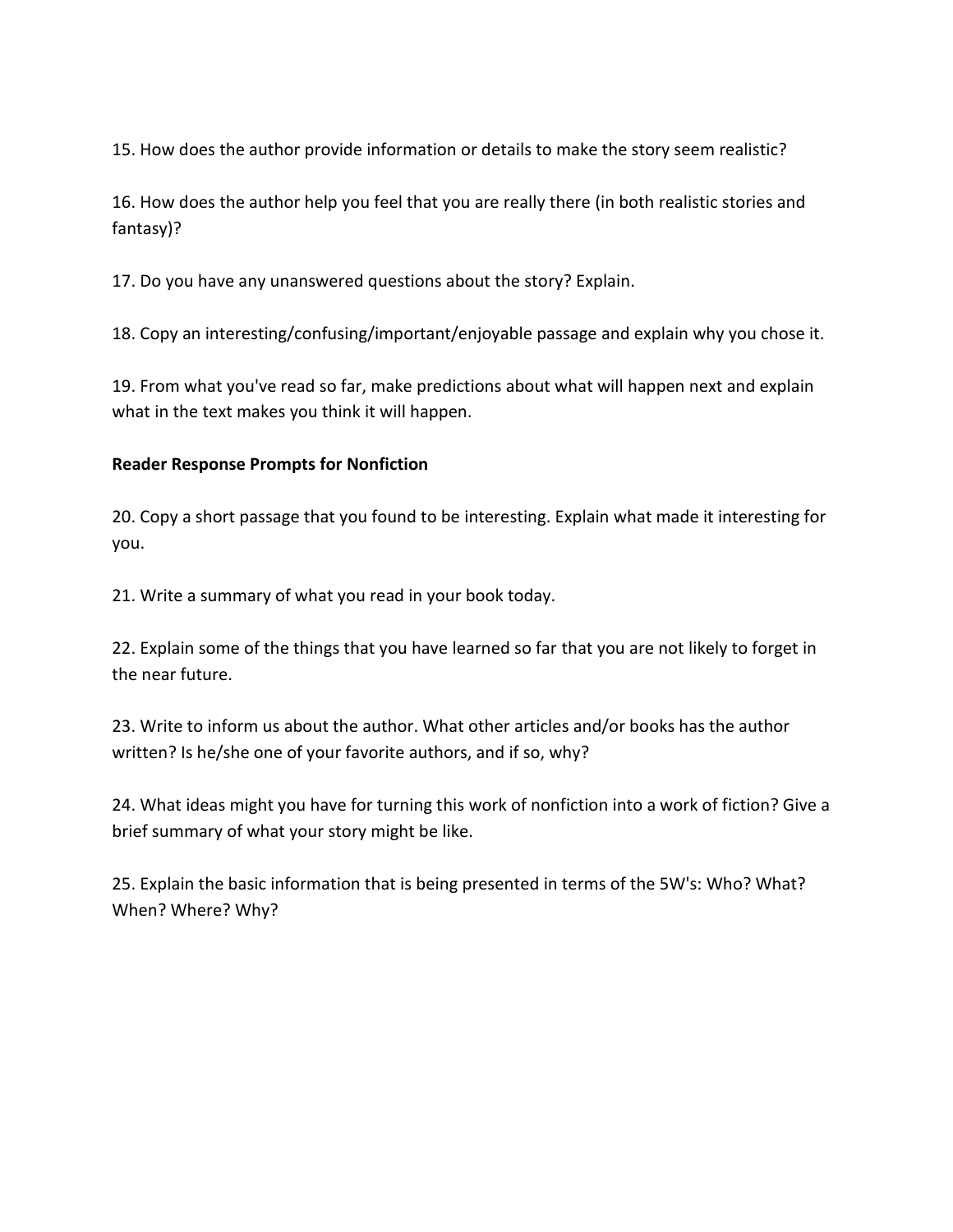15. How does the author provide information or details to make the story seem realistic?

16. How does the author help you feel that you are really there (in both realistic stories and fantasy)?

17. Do you have any unanswered questions about the story? Explain.

18. Copy an interesting/confusing/important/enjoyable passage and explain why you chose it.

19. From what you've read so far, make predictions about what will happen next and explain what in the text makes you think it will happen.

**Reader Response Prompts for Nonfiction**

20. Copy a short passage that you found to be interesting. Explain what made it interesting for you.

21. Write a summary of what you read in your book today.

22. Explain some of the things that you have learned so far that you are not likely to forget in the near future.

23. Write to inform us about the author. What other articles and/or books has the author written? Is he/she one of your favorite authors, and if so, why?

24. What ideas might you have for turning this work of nonfiction into a work of fiction? Give a brief summary of what your story might be like.

25. Explain the basic information that is being presented in terms of the 5W's: Who? What? When? Where? Why?